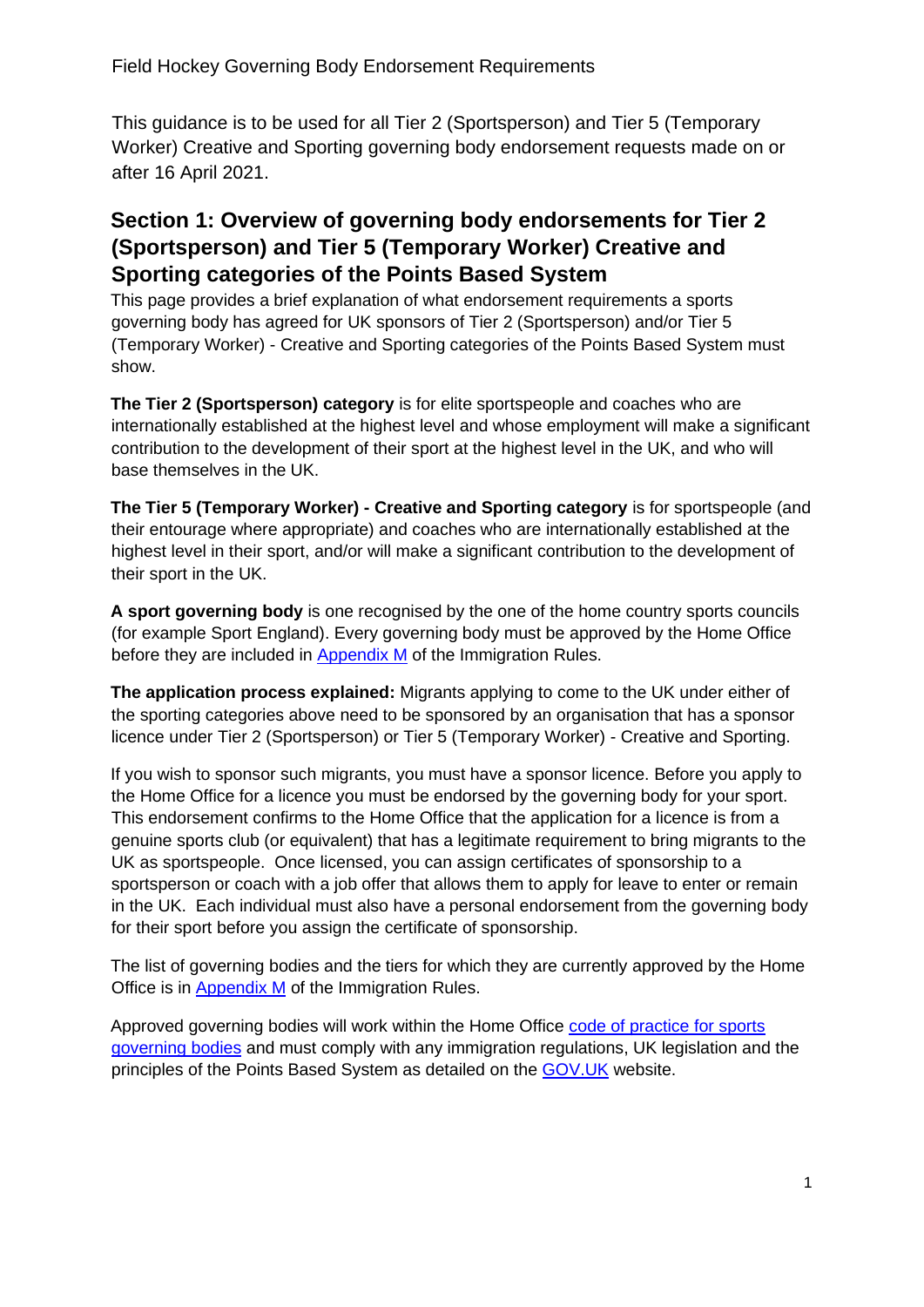# Field Hockey Governing Body Endorsement Requirements

This guidance is to be used for all Tier 2 (Sportsperson) and Tier 5 (Temporary Worker) Creative and Sporting governing body endorsement requests made on or after 16 April 2021.

## Section 1: Overview of governing body endorsements for Tier 2 (Sportsperson) and Tier 5 (Temporary Worker) Creative and Sporting categories of the Points Based System

This page provides a brief explanation of what endorsement requirements a sports governing body has agreed for UK sponsors of Tier 2 (Sportsperson) and/or Tier 5 (Temporary Worker) - Creative and Sporting categories of the Points Based System must show.

**The Tier 2 (Sportsperson) category** is for elite sportspeople and coaches who are internationally established at the highest level and whose employment will make a significant contribution to the development of their sport at the highest level in the UK, and who will base themselves in the UK.

**The Tier 5 (Temporary Worker) - Creative and Sporting category** is for sportspeople (and their entourage where appropriate) and coaches who are internationally established at the highest level in their sport, and/or will make a significant contribution to the development of their sport in the UK.

**A sport governing body** is one recognised by the one of the home country sports councils (for example Sport England). Every governing body must be approved by the Home Office before they are included in Appendix M of the Immigration Rules.

**The application process explained:** Migrants applying to come to the UK under either of the sporting categories above need to be sponsored by an organisation that has a sponsor licence under Tier 2 (Sportsperson) or Tier 5 (Temporary Worker) - Creative and Sporting.

If you wish to sponsor such migrants, you must have a sponsor licence. Before you apply to the Home Office for a licence you must be endorsed by the governing body for your sport. This endorsement confirms to the Home Office that the application for a licence is from a genuine sports club (or equivalent) that has a legitimate requirement to bring migrants to the UK as sportspeople. Once licensed, you can assign certificates of sponsorship to a sportsperson or coach with a job offer that allows them to apply for leave to enter or remain in the UK. Each individual must also have a personal endorsement from the governing body for their sport before you assign the certificate of sponsorship.

The list of governing bodies and the tiers for which they are currently approved by the Home Office is in Appendix M of the Immigration Rules.

Approved governing bodies will work within the Home Office code of practice for sports governing bodies and must comply with any immigration regulations, UK legislation and the principles of the Points Based System as detailed on the GOV.UK website.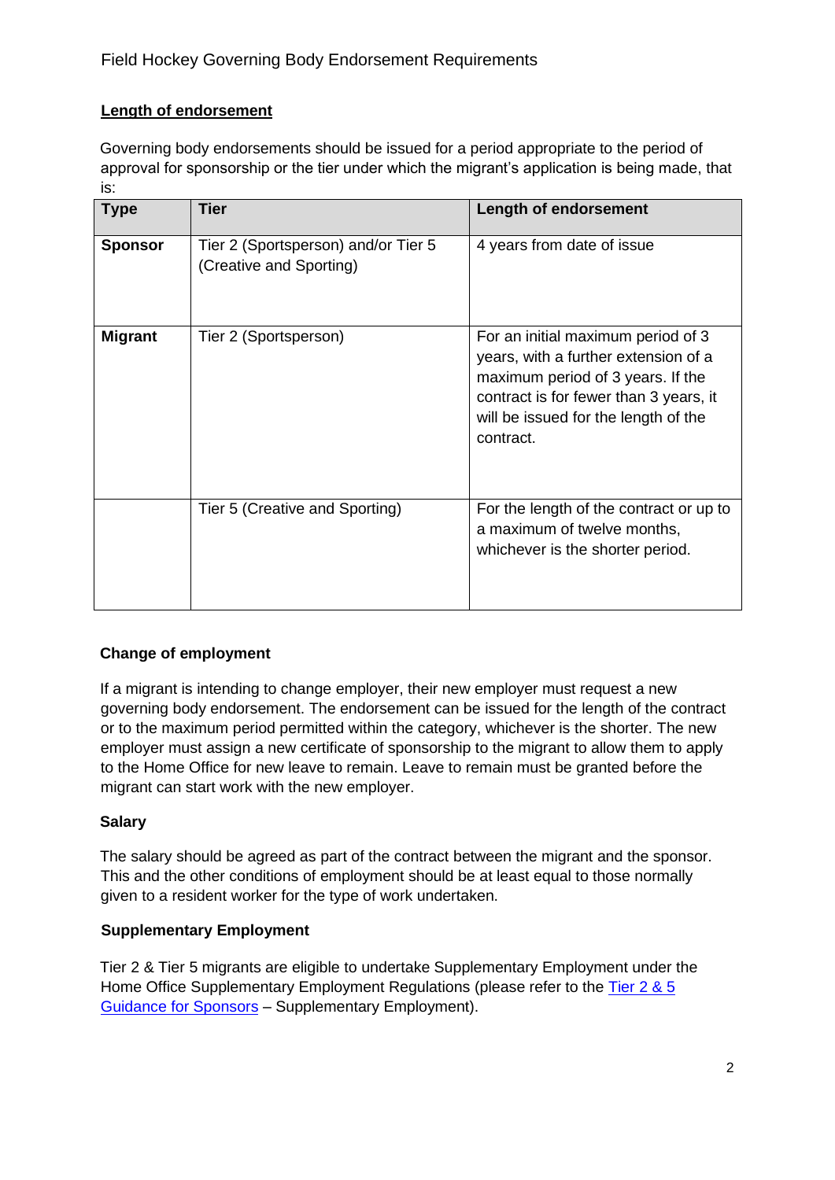## Length of endorsement

Governing body endorsements should be issued for a period appropriate to the period of approval for sponsorship or the tier under which the migrant's application is being made, that is:

| Type | Tier | Length of endorsement |
|---|---|---|
| **Sponsor** | Tier 2 (Sportsperson) and/or Tier 5 (Creative and Sporting) | 4 years from date of issue |
| **Migrant** | Tier 2 (Sportsperson) | For an initial maximum period of 3 years, with a further extension of a maximum period of 3 years. If the contract is for fewer than 3 years, it will be issued for the length of the contract. |
| | Tier 5 (Creative and Sporting) | For the length of the contract or up to a maximum of twelve months, whichever is the shorter period. |

### Change of employment

If a migrant is intending to change employer, their new employer must request a new governing body endorsement. The endorsement can be issued for the length of the contract or to the maximum period permitted within the category, whichever is the shorter. The new employer must assign a new certificate of sponsorship to the migrant to allow them to apply to the Home Office for new leave to remain. Leave to remain must be granted before the migrant can start work with the new employer.

### Salary

The salary should be agreed as part of the contract between the migrant and the sponsor. This and the other conditions of employment should be at least equal to those normally given to a resident worker for the type of work undertaken.

### Supplementary Employment

Tier 2 & Tier 5 migrants are eligible to undertake Supplementary Employment under the Home Office Supplementary Employment Regulations (please refer to the Tier 2 & 5 Guidance for Sponsors – Supplementary Employment).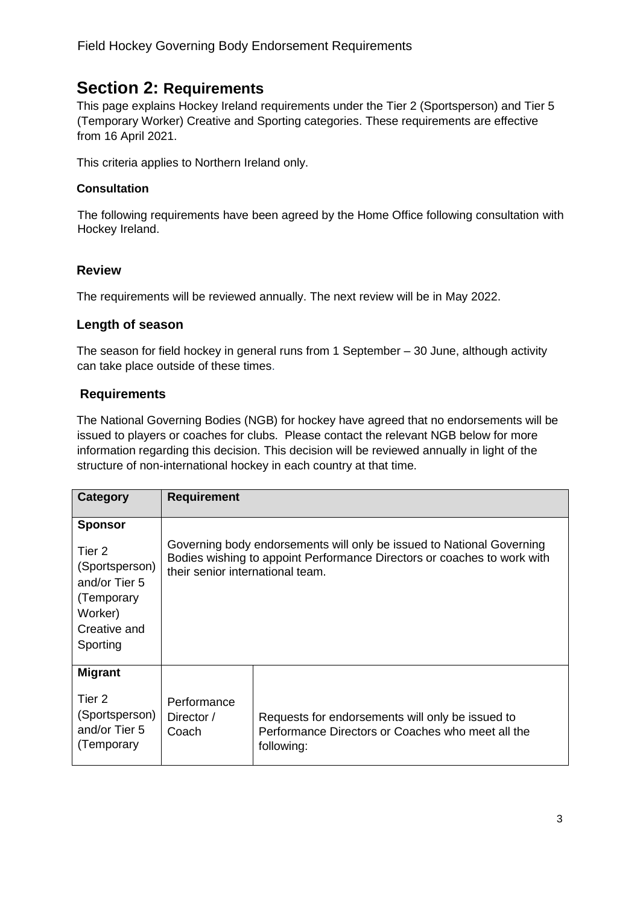## Section 2: Requirements

This page explains Hockey Ireland requirements under the Tier 2 (Sportsperson) and Tier 5 (Temporary Worker) Creative and Sporting categories. These requirements are effective from 16 April 2021.

This criteria applies to Northern Ireland only.

#### Consultation

The following requirements have been agreed by the Home Office following consultation with Hockey Ireland.

### Review

The requirements will be reviewed annually. The next review will be in May 2022.

### Length of season

The season for field hockey in general runs from 1 September – 30 June, although activity can take place outside of these times.

### Requirements

The National Governing Bodies (NGB) for hockey have agreed that no endorsements will be issued to players or coaches for clubs. Please contact the relevant NGB below for more information regarding this decision. This decision will be reviewed annually in light of the structure of non-international hockey in each country at that time.

| Category | Requirement | |
|---|---|---|
| **Sponsor**<br><br>Tier 2 (Sportsperson) and/or Tier 5 (Temporary Worker) Creative and Sporting | Governing body endorsements will only be issued to National Governing Bodies wishing to appoint Performance Directors or coaches to work with their senior international team. | |
| **Migrant**<br><br>Tier 2 (Sportsperson) and/or Tier 5 (Temporary | Performance Director / Coach | Requests for endorsements will only be issued to Performance Directors or Coaches who meet all the following: |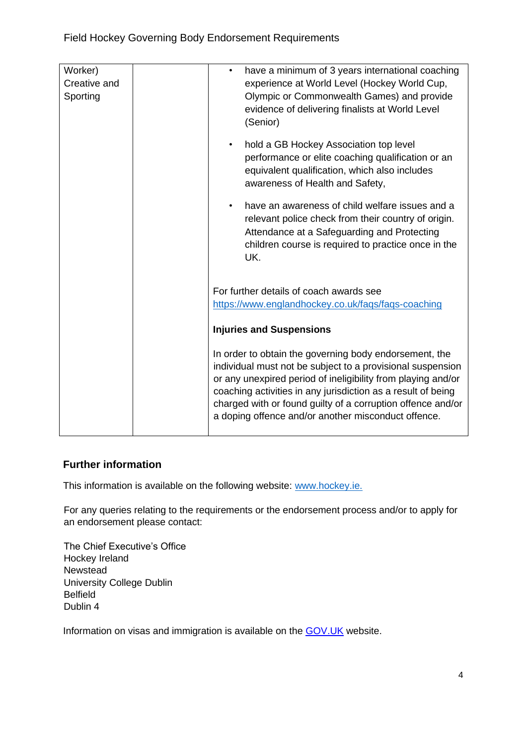| | | |
|---|---|---|
| Worker) Creative and Sporting | | • have a minimum of 3 years international coaching experience at World Level (Hockey World Cup, Olympic or Commonwealth Games) and provide evidence of delivering finalists at World Level (Senior)<br><br>• hold a GB Hockey Association top level performance or elite coaching qualification or an equivalent qualification, which also includes awareness of Health and Safety,<br><br>• have an awareness of child welfare issues and a relevant police check from their country of origin. Attendance at a Safeguarding and Protecting children course is required to practice once in the UK.<br><br>For further details of coach awards see [https://www.englandhockey.co.uk/faqs/faqs-coaching](https://www.englandhockey.co.uk/faqs/faqs-coaching)<br><br>**Injuries and Suspensions**<br><br>In order to obtain the governing body endorsement, the individual must not be subject to a provisional suspension or any unexpired period of ineligibility from playing and/or coaching activities in any jurisdiction as a result of being charged with or found guilty of a corruption offence and/or a doping offence and/or another misconduct offence. |

## Further information

This information is available on the following website: [www.hockey.ie.](http://www.hockey.ie)

For any queries relating to the requirements or the endorsement process and/or to apply for an endorsement please contact:

The Chief Executive's Office
Hockey Ireland
Newstead
University College Dublin
Belfield
Dublin 4

Information on visas and immigration is available on the [GOV.UK](https://www.gov.uk) website.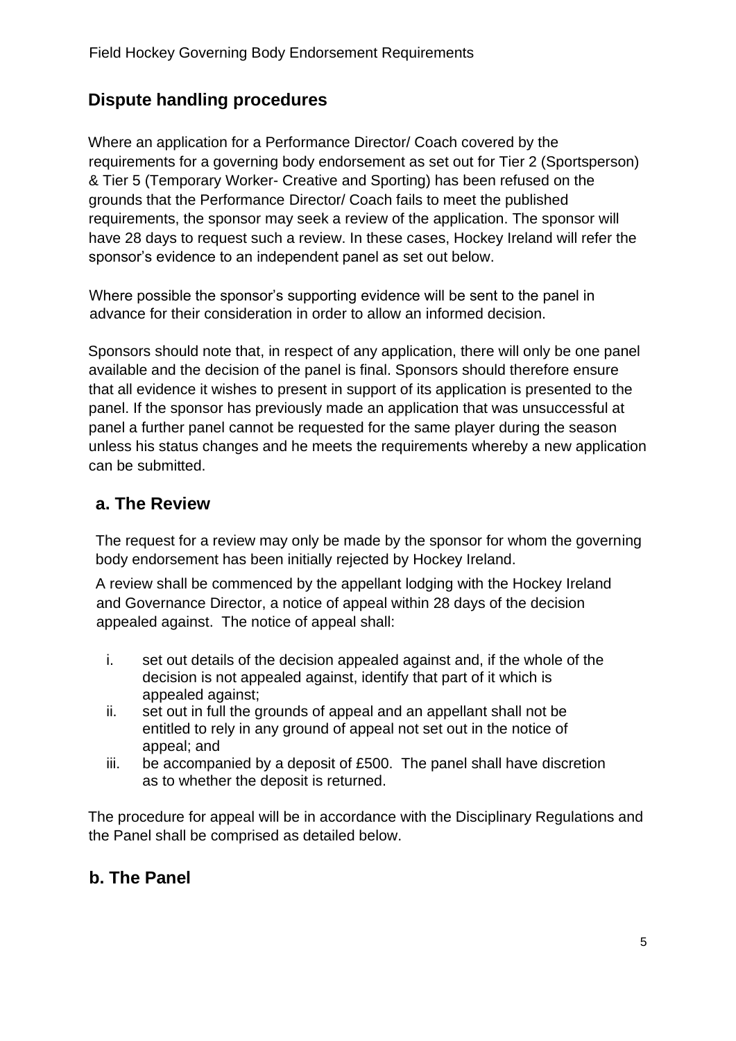## Dispute handling procedures

Where an application for a Performance Director/ Coach covered by the requirements for a governing body endorsement as set out for Tier 2 (Sportsperson) & Tier 5 (Temporary Worker- Creative and Sporting) has been refused on the grounds that the Performance Director/ Coach fails to meet the published requirements, the sponsor may seek a review of the application. The sponsor will have 28 days to request such a review. In these cases, Hockey Ireland will refer the sponsor's evidence to an independent panel as set out below.

Where possible the sponsor's supporting evidence will be sent to the panel in advance for their consideration in order to allow an informed decision.

Sponsors should note that, in respect of any application, there will only be one panel available and the decision of the panel is final. Sponsors should therefore ensure that all evidence it wishes to present in support of its application is presented to the panel. If the sponsor has previously made an application that was unsuccessful at panel a further panel cannot be requested for the same player during the season unless his status changes and he meets the requirements whereby a new application can be submitted.

### a. The Review

The request for a review may only be made by the sponsor for whom the governing body endorsement has been initially rejected by Hockey Ireland.

A review shall be commenced by the appellant lodging with the Hockey Ireland and Governance Director, a notice of appeal within 28 days of the decision appealed against. The notice of appeal shall:

i. set out details of the decision appealed against and, if the whole of the decision is not appealed against, identify that part of it which is appealed against;
ii. set out in full the grounds of appeal and an appellant shall not be entitled to rely in any ground of appeal not set out in the notice of appeal; and
iii. be accompanied by a deposit of £500. The panel shall have discretion as to whether the deposit is returned.

The procedure for appeal will be in accordance with the Disciplinary Regulations and the Panel shall be comprised as detailed below.

### b. The Panel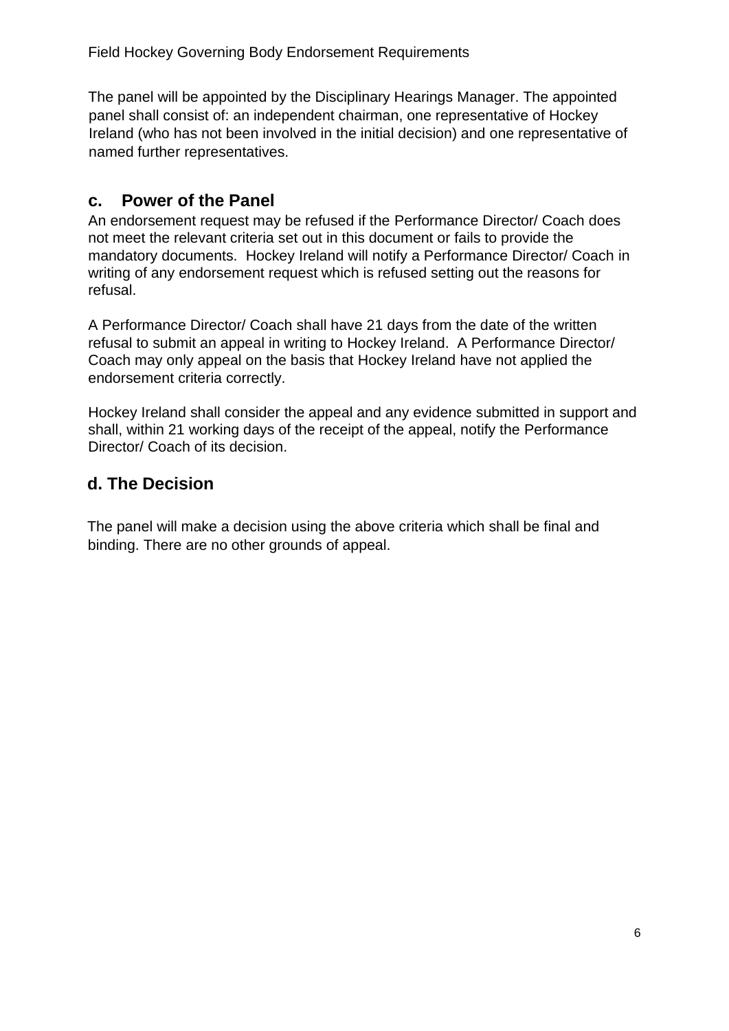The panel will be appointed by the Disciplinary Hearings Manager. The appointed panel shall consist of: an independent chairman, one representative of Hockey Ireland (who has not been involved in the initial decision) and one representative of named further representatives.

## c. Power of the Panel

An endorsement request may be refused if the Performance Director/ Coach does not meet the relevant criteria set out in this document or fails to provide the mandatory documents. Hockey Ireland will notify a Performance Director/ Coach in writing of any endorsement request which is refused setting out the reasons for refusal.

A Performance Director/ Coach shall have 21 days from the date of the written refusal to submit an appeal in writing to Hockey Ireland. A Performance Director/ Coach may only appeal on the basis that Hockey Ireland have not applied the endorsement criteria correctly.

Hockey Ireland shall consider the appeal and any evidence submitted in support and shall, within 21 working days of the receipt of the appeal, notify the Performance Director/ Coach of its decision.

## d. The Decision

The panel will make a decision using the above criteria which shall be final and binding. There are no other grounds of appeal.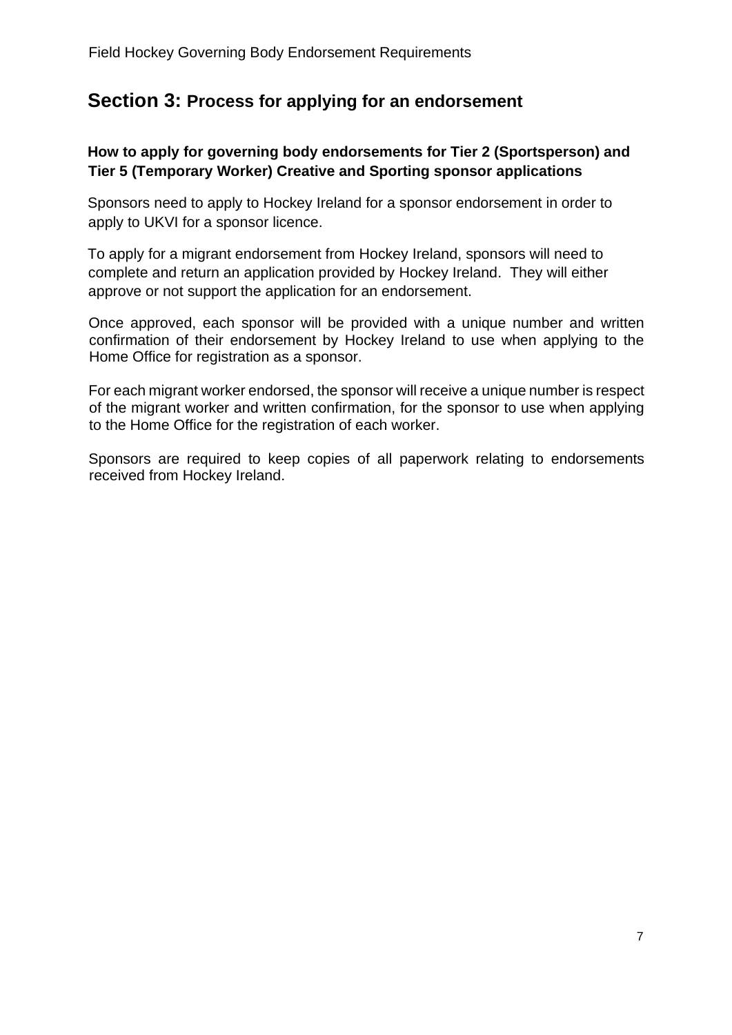## Section 3: Process for applying for an endorsement

### How to apply for governing body endorsements for Tier 2 (Sportsperson) and Tier 5 (Temporary Worker) Creative and Sporting sponsor applications

Sponsors need to apply to Hockey Ireland for a sponsor endorsement in order to apply to UKVI for a sponsor licence.

To apply for a migrant endorsement from Hockey Ireland, sponsors will need to complete and return an application provided by Hockey Ireland. They will either approve or not support the application for an endorsement.

Once approved, each sponsor will be provided with a unique number and written confirmation of their endorsement by Hockey Ireland to use when applying to the Home Office for registration as a sponsor.

For each migrant worker endorsed, the sponsor will receive a unique number is respect of the migrant worker and written confirmation, for the sponsor to use when applying to the Home Office for the registration of each worker.

Sponsors are required to keep copies of all paperwork relating to endorsements received from Hockey Ireland.